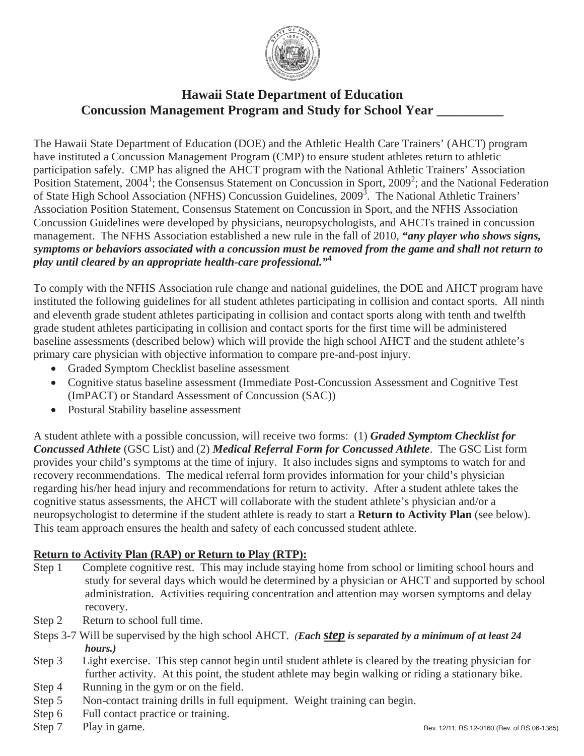# Hawaii State Department of Education
# Concussion Management Program and Study for School Year __________

The Hawaii State Department of Education (DOE) and the Athletic Health Care Trainers' (AHCT) program have instituted a Concussion Management Program (CMP) to ensure student athletes return to athletic participation safely. CMP has aligned the AHCT program with the National Athletic Trainers' Association Position Statement, 2004[1]; the Consensus Statement on Concussion in Sport, 2009[2]; and the National Federation of State High School Association (NFHS) Concussion Guidelines, 2009[3]. The National Athletic Trainers' Association Position Statement, Consensus Statement on Concussion in Sport, and the NFHS Association Concussion Guidelines were developed by physicians, neuropsychologists, and AHCTs trained in concussion management. The NFHS Association established a new rule in the fall of 2010, ***"any player who shows signs, symptoms or behaviors associated with a concussion must be removed from the game and shall not return to play until cleared by an appropriate health-care professional."***[4]

To comply with the NFHS Association rule change and national guidelines, the DOE and AHCT program have instituted the following guidelines for all student athletes participating in collision and contact sports. All ninth and eleventh grade student athletes participating in collision and contact sports along with tenth and twelfth grade student athletes participating in collision and contact sports for the first time will be administered baseline assessments (described below) which will provide the high school AHCT and the student athlete's primary care physician with objective information to compare pre-and-post injury.

- Graded Symptom Checklist baseline assessment
- Cognitive status baseline assessment (Immediate Post-Concussion Assessment and Cognitive Test (ImPACT) or Standard Assessment of Concussion (SAC))
- Postural Stability baseline assessment

A student athlete with a possible concussion, will receive two forms: (1) ***Graded Symptom Checklist for Concussed Athlete*** (GSC List) and (2) ***Medical Referral Form for Concussed Athlete***. The GSC List form provides your child's symptoms at the time of injury. It also includes signs and symptoms to watch for and recovery recommendations. The medical referral form provides information for your child's physician regarding his/her head injury and recommendations for return to activity. After a student athlete takes the cognitive status assessments, the AHCT will collaborate with the student athlete's physician and/or a neuropsychologist to determine if the student athlete is ready to start a **Return to Activity Plan** (see below). This team approach ensures the health and safety of each concussed student athlete.

**Return to Activity Plan (RAP) or Return to Play (RTP):**

Step 1 Complete cognitive rest. This may include staying home from school or limiting school hours and study for several days which would be determined by a physician or AHCT and supported by school administration. Activities requiring concentration and attention may worsen symptoms and delay recovery.

Step 2 Return to school full time.

Steps 3-7 Will be supervised by the high school AHCT. ***(Each step is separated by a minimum of at least 24 hours.)***

Step 3 Light exercise. This step cannot begin until student athlete is cleared by the treating physician for further activity. At this point, the student athlete may begin walking or riding a stationary bike.

Step 4 Running in the gym or on the field.

Step 5 Non-contact training drills in full equipment. Weight training can begin.

Step 6 Full contact practice or training.

Step 7 Play in game.

Rev. 12/11, RS 12-0160 (Rev. of RS 06-1385)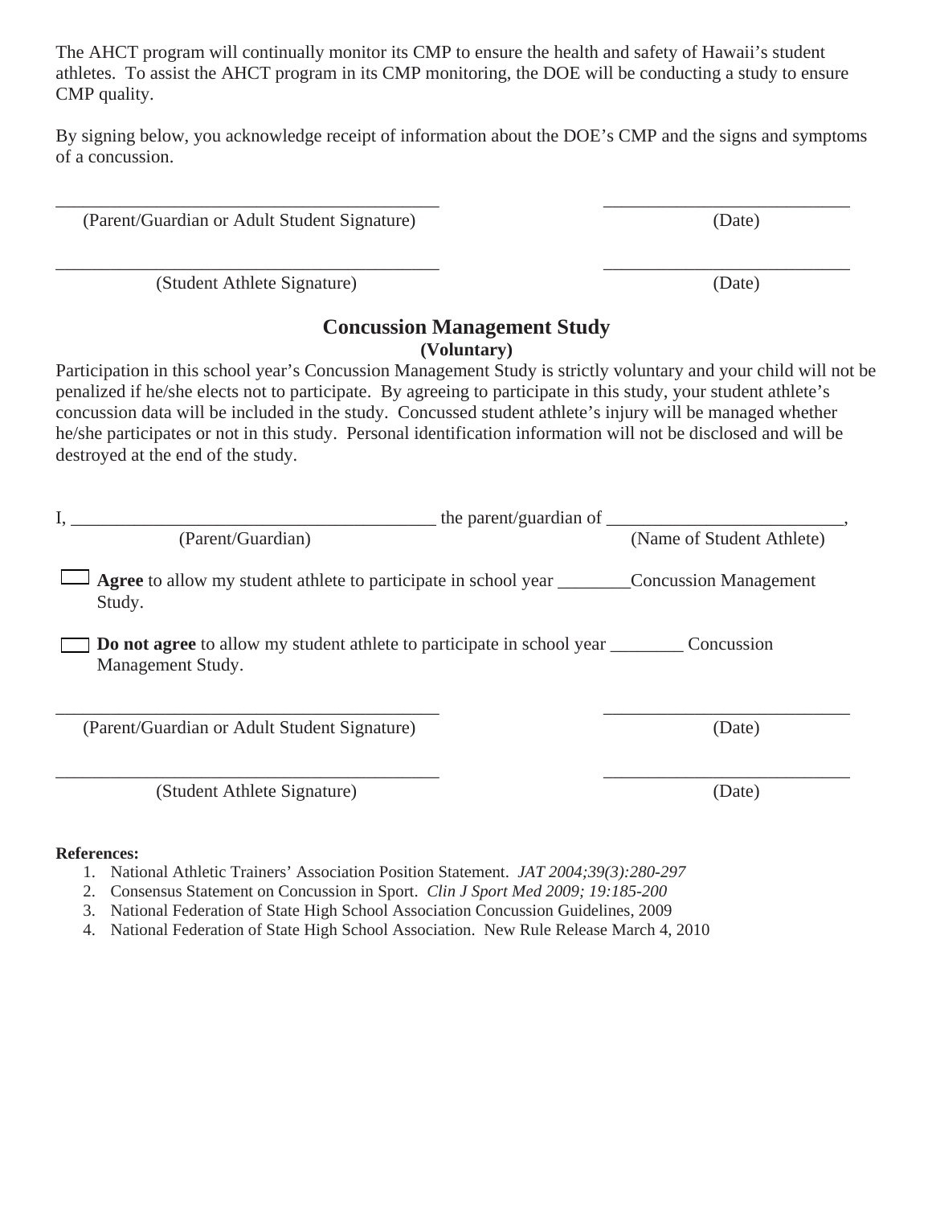The AHCT program will continually monitor its CMP to ensure the health and safety of Hawaii's student athletes. To assist the AHCT program in its CMP monitoring, the DOE will be conducting a study to ensure CMP quality.

By signing below, you acknowledge receipt of information about the DOE's CMP and the signs and symptoms of a concussion.

\_\_\_\_\_\_\_\_\_\_\_\_\_\_\_\_\_\_\_\_\_\_\_\_\_\_\_\_\_\_\_\_\_\_\_\_\_\_\_\_ \_\_\_\_\_\_\_\_\_\_\_\_\_\_\_\_\_\_\_\_\_\_\_\_\_\_
(Parent/Guardian or Adult Student Signature) (Date)

\_\_\_\_\_\_\_\_\_\_\_\_\_\_\_\_\_\_\_\_\_\_\_\_\_\_\_\_\_\_\_\_\_\_\_\_\_\_\_\_ \_\_\_\_\_\_\_\_\_\_\_\_\_\_\_\_\_\_\_\_\_\_\_\_\_\_
(Student Athlete Signature) (Date)

## Concussion Management Study

**(Voluntary)**

Participation in this school year's Concussion Management Study is strictly voluntary and your child will not be penalized if he/she elects not to participate. By agreeing to participate in this study, your student athlete's concussion data will be included in the study. Concussed student athlete's injury will be managed whether he/she participates or not in this study. Personal identification information will not be disclosed and will be destroyed at the end of the study.

I, \_\_\_\_\_\_\_\_\_\_\_\_\_\_\_\_\_\_\_\_\_\_\_\_\_\_\_\_\_\_\_\_\_\_\_\_\_\_\_ the parent/guardian of \_\_\_\_\_\_\_\_\_\_\_\_\_\_\_\_\_\_\_\_\_\_\_\_\_,
(Parent/Guardian) (Name of Student Athlete)

☐ **Agree** to allow my student athlete to participate in school year \_\_\_\_\_\_\_\_Concussion Management Study.

☐ **Do not agree** to allow my student athlete to participate in school year \_\_\_\_\_\_\_\_ Concussion Management Study.

\_\_\_\_\_\_\_\_\_\_\_\_\_\_\_\_\_\_\_\_\_\_\_\_\_\_\_\_\_\_\_\_\_\_\_\_\_\_\_\_ \_\_\_\_\_\_\_\_\_\_\_\_\_\_\_\_\_\_\_\_\_\_\_\_\_\_
(Parent/Guardian or Adult Student Signature) (Date)

\_\_\_\_\_\_\_\_\_\_\_\_\_\_\_\_\_\_\_\_\_\_\_\_\_\_\_\_\_\_\_\_\_\_\_\_\_\_\_\_ \_\_\_\_\_\_\_\_\_\_\_\_\_\_\_\_\_\_\_\_\_\_\_\_\_\_
(Student Athlete Signature) (Date)

**References:**

1. National Athletic Trainers' Association Position Statement. *JAT 2004;39(3):280-297*
2. Consensus Statement on Concussion in Sport. *Clin J Sport Med 2009; 19:185-200*
3. National Federation of State High School Association Concussion Guidelines, 2009
4. National Federation of State High School Association. New Rule Release March 4, 2010